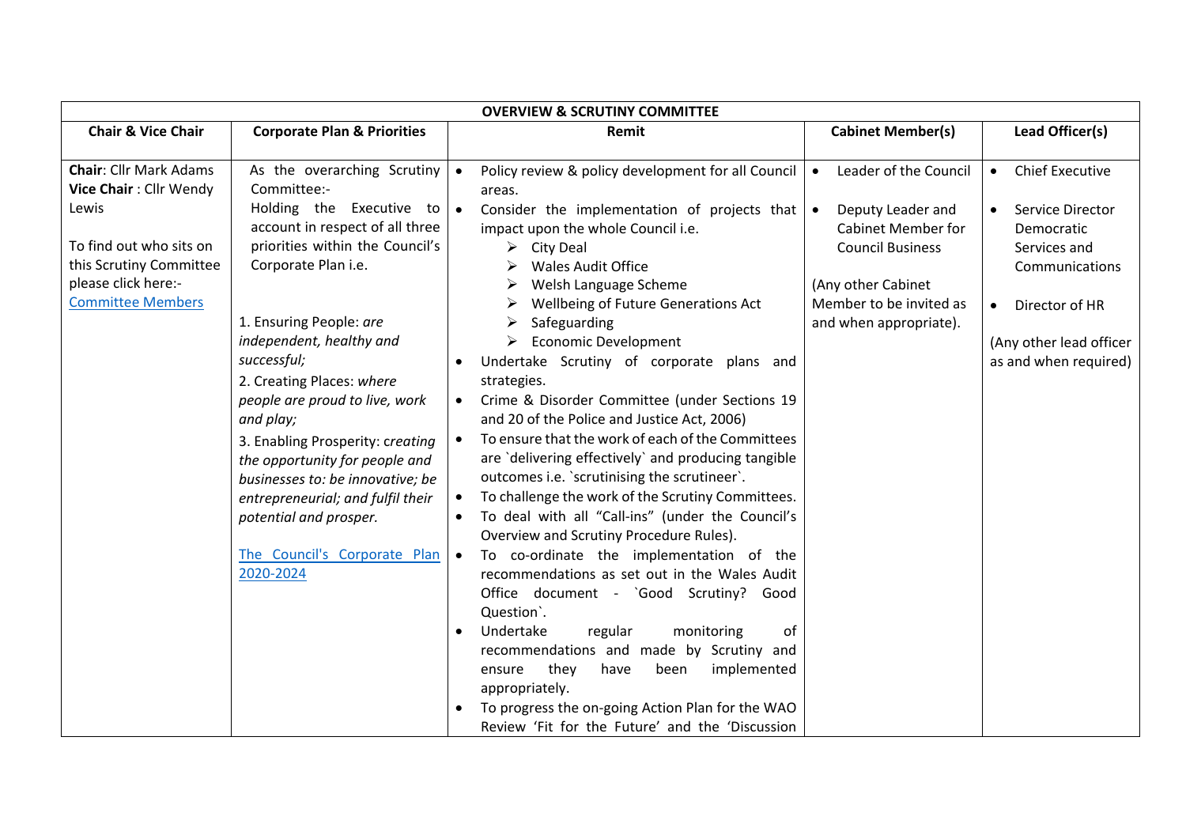| OVERVIEW & SCRUTINY COMMITTEE | | | | |
|---|---|---|---|---|
| **Chair & Vice Chair** | **Corporate Plan & Priorities** | **Remit** | **Cabinet Member(s)** | **Lead Officer(s)** |
| **Chair**: Cllr Mark Adams<br>**Vice Chair** : Cllr Wendy Lewis<br><br>To find out who sits on this Scrutiny Committee please click here:- [Committee Members]() | As the overarching Scrutiny Committee:-<br>Holding the Executive to account in respect of all three priorities within the Council's Corporate Plan i.e.<br><br>1. Ensuring People: *are independent, healthy and successful;*<br>2. Creating Places: *where people are proud to live, work and play;*<br>3. Enabling Prosperity: c*reating the opportunity for people and businesses to: be innovative; be entrepreneurial; and fulfil their potential and prosper.*<br><br>[The Council's Corporate Plan 2020-2024]() | • Policy review & policy development for all Council areas.<br>• Consider the implementation of projects that impact upon the whole Council i.e.<br>&nbsp;&nbsp;&nbsp;➢ City Deal<br>&nbsp;&nbsp;&nbsp;➢ Wales Audit Office<br>&nbsp;&nbsp;&nbsp;➢ Welsh Language Scheme<br>&nbsp;&nbsp;&nbsp;➢ Wellbeing of Future Generations Act<br>&nbsp;&nbsp;&nbsp;➢ Safeguarding<br>&nbsp;&nbsp;&nbsp;➢ Economic Development<br>• Undertake Scrutiny of corporate plans and strategies.<br>• Crime & Disorder Committee (under Sections 19 and 20 of the Police and Justice Act, 2006)<br>• To ensure that the work of each of the Committees are `delivering effectively` and producing tangible outcomes i.e. `scrutinising the scrutineer`.<br>• To challenge the work of the Scrutiny Committees.<br>• To deal with all "Call-ins" (under the Council's Overview and Scrutiny Procedure Rules).<br>• To co-ordinate the implementation of the recommendations as set out in the Wales Audit Office document - `Good Scrutiny? Good Question`.<br>• Undertake regular monitoring of recommendations and made by Scrutiny and ensure they have been implemented appropriately.<br>• To progress the on-going Action Plan for the WAO Review 'Fit for the Future' and the 'Discussion | • Leader of the Council<br><br>• Deputy Leader and Cabinet Member for Council Business<br><br>(Any other Cabinet Member to be invited as and when appropriate). | • Chief Executive<br><br>• Service Director Democratic Services and Communications<br><br>• Director of HR<br><br>(Any other lead officer as and when required) |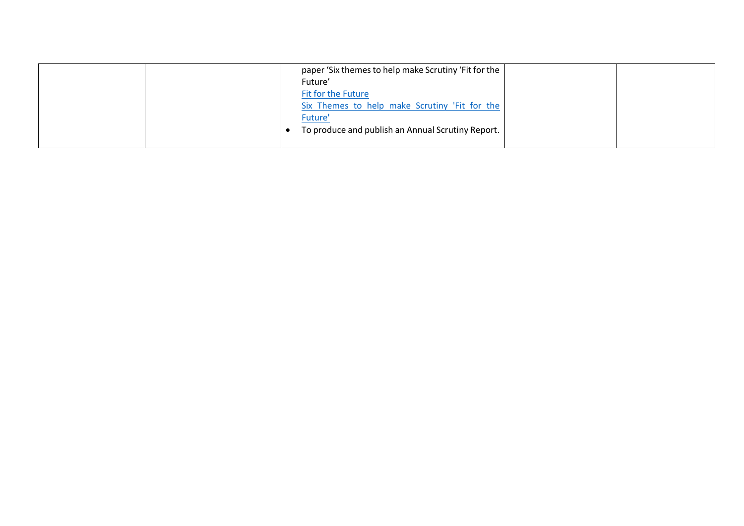| | | | | |
|---|---|---|---|---|
| | | paper 'Six themes to help make Scrutiny 'Fit for the Future'<br>Fit for the Future<br>Six Themes to help make Scrutiny 'Fit for the Future'<br>• To produce and publish an Annual Scrutiny Report. | | |